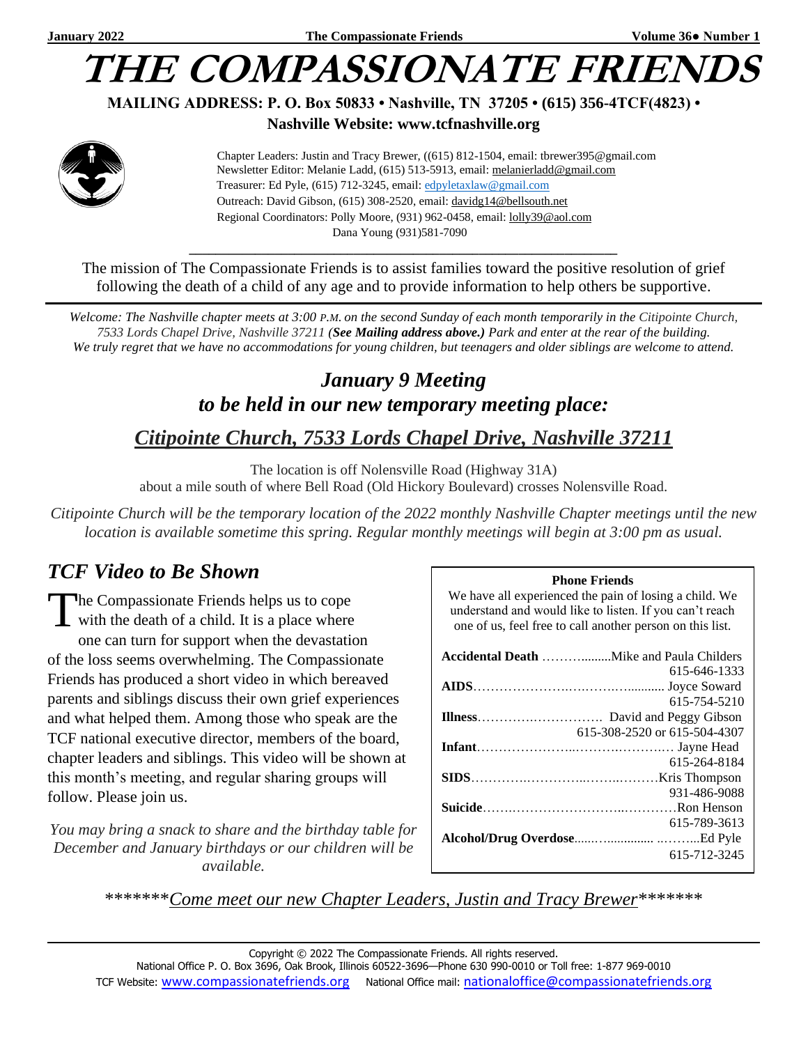# THE COMPASSIONATE FRIENDS

**MAILING ADDRESS: P. O. Box 50833 • Nashville, TN 37205 • (615) 356-4TCF(4823) •**
**Nashville Website: www.tcfnashville.org**

Chapter Leaders: Justin and Tracy Brewer, ((615) 812-1504, email: tbrewer395@gmail.com
Newsletter Editor: Melanie Ladd, (615) 513-5913, email: melanierladd@gmail.com
Treasurer: Ed Pyle, (615) 712-3245, email: edpyletaxlaw@gmail.com
Outreach: David Gibson, (615) 308-2520, email: davidg14@bellsouth.net
Regional Coordinators: Polly Moore, (931) 962-0458, email: lolly39@aol.com
Dana Young (931)581-7090

The mission of The Compassionate Friends is to assist families toward the positive resolution of grief following the death of a child of any age and to provide information to help others be supportive.

*Welcome: The Nashville chapter meets at 3:00 P.M. on the second Sunday of each month temporarily in the Citipointe Church, 7533 Lords Chapel Drive, Nashville 37211 (**See Mailing address above.)** Park and enter at the rear of the building. We truly regret that we have no accommodations for young children, but teenagers and older siblings are welcome to attend.*

## *January 9 Meeting to be held in our new temporary meeting place:*

## *Citipointe Church, 7533 Lords Chapel Drive, Nashville 37211*

The location is off Nolensville Road (Highway 31A) about a mile south of where Bell Road (Old Hickory Boulevard) crosses Nolensville Road.

*Citipointe Church will be the temporary location of the 2022 monthly Nashville Chapter meetings until the new location is available sometime this spring. Regular monthly meetings will begin at 3:00 pm as usual.*

## *TCF Video to Be Shown*

The Compassionate Friends helps us to cope with the death of a child. It is a place where one can turn for support when the devastation of the loss seems overwhelming. The Compassionate Friends has produced a short video in which bereaved parents and siblings discuss their own grief experiences and what helped them. Among those who speak are the TCF national executive director, members of the board, chapter leaders and siblings. This video will be shown at this month's meeting, and regular sharing groups will follow. Please join us.

*You may bring a snack to share and the birthday table for December and January birthdays or our children will be available.*

**Phone Friends**

We have all experienced the pain of losing a child. We understand and would like to listen. If you can't reach one of us, feel free to call another person on this list.

| | |
|---|---|
| **Accidental Death** | Mike and Paula Childers 615-646-1333 |
| **AIDS** | Joyce Soward 615-754-5210 |
| **Illness** | David and Peggy Gibson 615-308-2520 or 615-504-4307 |
| **Infant** | Jayne Head 615-264-8184 |
| **SIDS** | Kris Thompson 931-486-9088 |
| **Suicide** | Ron Henson 615-789-3613 |
| **Alcohol/Drug Overdose** | Ed Pyle 615-712-3245 |

*******<u>*Come meet our new Chapter Leaders, Justin and Tracy Brewer*</u>*******

Copyright © 2022 The Compassionate Friends. All rights reserved.
National Office P. O. Box 3696, Oak Brook, Illinois 60522-3696—Phone 630 990-0010 or Toll free: 1-877 969-0010
TCF Website: www.compassionatefriends.org National Office mail: nationaloffice@compassionatefriends.org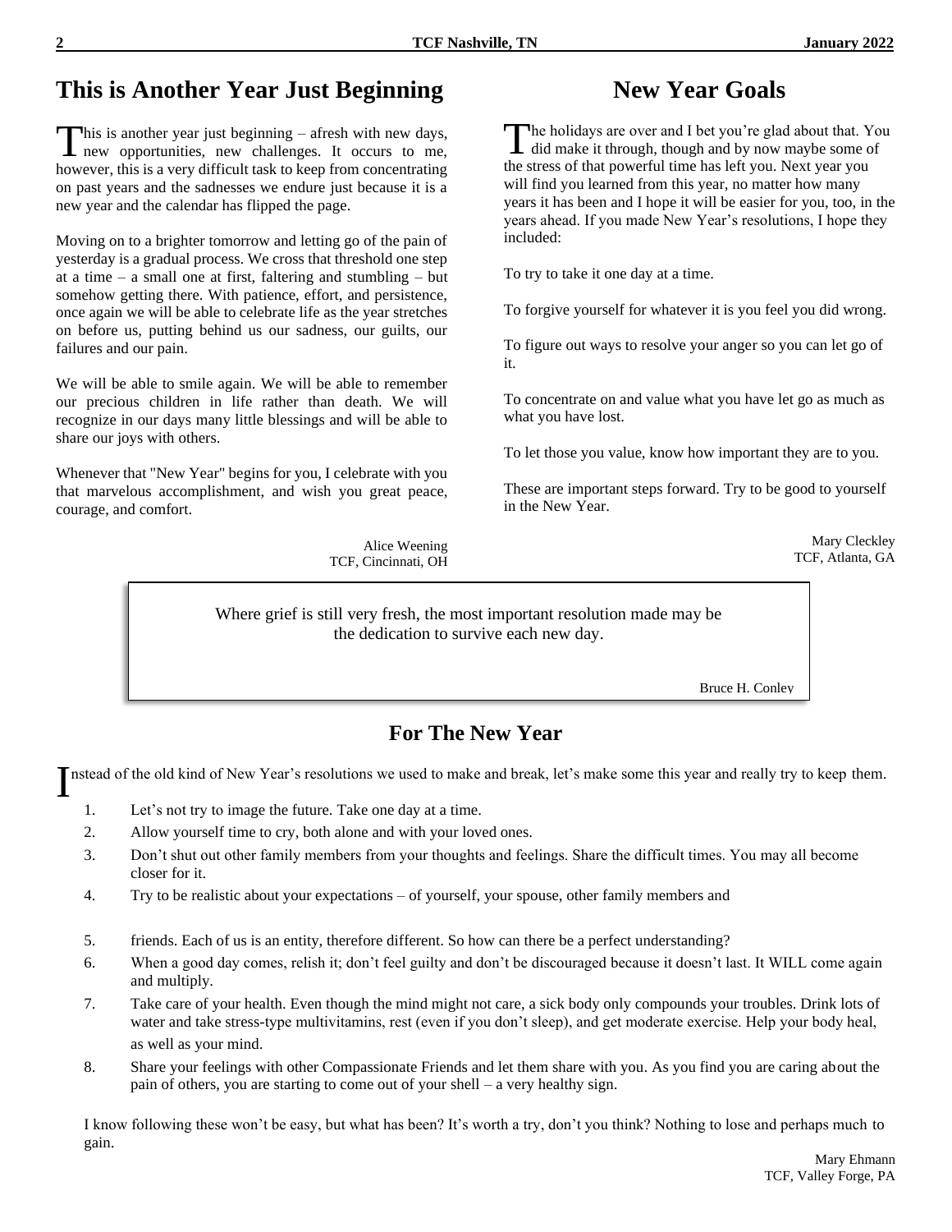## This is Another Year Just Beginning

This is another year just beginning – afresh with new days, new opportunities, new challenges. It occurs to me, however, this is a very difficult task to keep from concentrating on past years and the sadnesses we endure just because it is a new year and the calendar has flipped the page.

Moving on to a brighter tomorrow and letting go of the pain of yesterday is a gradual process. We cross that threshold one step at a time – a small one at first, faltering and stumbling – but somehow getting there. With patience, effort, and persistence, once again we will be able to celebrate life as the year stretches on before us, putting behind us our sadness, our guilts, our failures and our pain.

We will be able to smile again. We will be able to remember our precious children in life rather than death. We will recognize in our days many little blessings and will be able to share our joys with others.

Whenever that "New Year" begins for you, I celebrate with you that marvelous accomplishment, and wish you great peace, courage, and comfort.

Alice Weening
TCF, Cincinnati, OH

## New Year Goals

The holidays are over and I bet you're glad about that. You did make it through, though and by now maybe some of the stress of that powerful time has left you. Next year you will find you learned from this year, no matter how many years it has been and I hope it will be easier for you, too, in the years ahead. If you made New Year's resolutions, I hope they included:

To try to take it one day at a time.

To forgive yourself for whatever it is you feel you did wrong.

To figure out ways to resolve your anger so you can let go of it.

To concentrate on and value what you have let go as much as what you have lost.

To let those you value, know how important they are to you.

These are important steps forward. Try to be good to yourself in the New Year.

Mary Cleckley
TCF, Atlanta, GA

> Where grief is still very fresh, the most important resolution made may be the dedication to survive each new day.
>
> Bruce H. Conley

## For The New Year

Instead of the old kind of New Year's resolutions we used to make and break, let's make some this year and really try to keep them.

1. Let's not try to image the future. Take one day at a time.
2. Allow yourself time to cry, both alone and with your loved ones.
3. Don't shut out other family members from your thoughts and feelings. Share the difficult times. You may all become closer for it.
4. Try to be realistic about your expectations – of yourself, your spouse, other family members and
5. friends. Each of us is an entity, therefore different. So how can there be a perfect understanding?
6. When a good day comes, relish it; don't feel guilty and don't be discouraged because it doesn't last. It WILL come again and multiply.
7. Take care of your health. Even though the mind might not care, a sick body only compounds your troubles. Drink lots of water and take stress-type multivitamins, rest (even if you don't sleep), and get moderate exercise. Help your body heal, as well as your mind.
8. Share your feelings with other Compassionate Friends and let them share with you. As you find you are caring about the pain of others, you are starting to come out of your shell – a very healthy sign.

I know following these won't be easy, but what has been? It's worth a try, don't you think? Nothing to lose and perhaps much to gain.

Mary Ehmann
TCF, Valley Forge, PA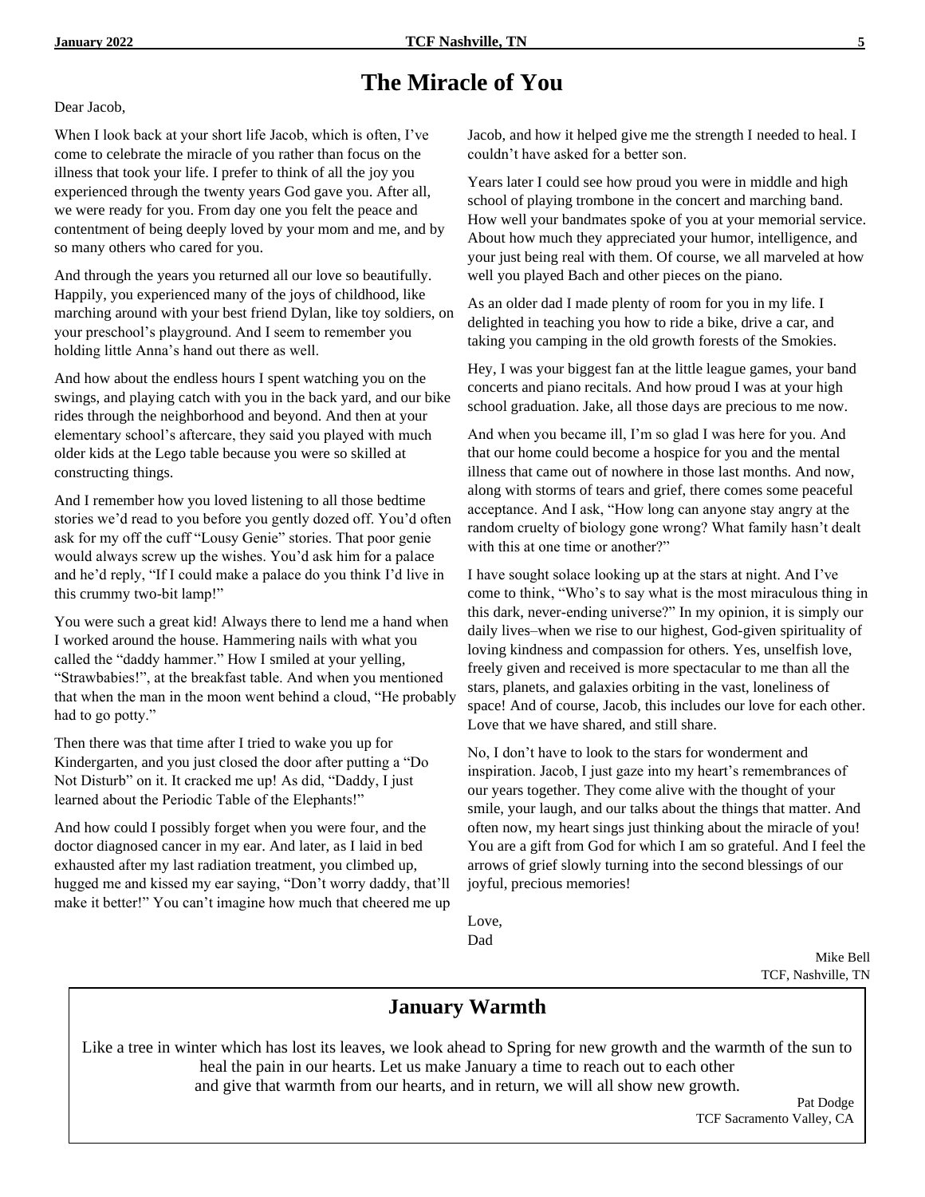# The Miracle of You

Dear Jacob,

When I look back at your short life Jacob, which is often, I've come to celebrate the miracle of you rather than focus on the illness that took your life. I prefer to think of all the joy you experienced through the twenty years God gave you. After all, we were ready for you. From day one you felt the peace and contentment of being deeply loved by your mom and me, and by so many others who cared for you.

And through the years you returned all our love so beautifully. Happily, you experienced many of the joys of childhood, like marching around with your best friend Dylan, like toy soldiers, on your preschool's playground. And I seem to remember you holding little Anna's hand out there as well.

And how about the endless hours I spent watching you on the swings, and playing catch with you in the back yard, and our bike rides through the neighborhood and beyond. And then at your elementary school's aftercare, they said you played with much older kids at the Lego table because you were so skilled at constructing things.

And I remember how you loved listening to all those bedtime stories we'd read to you before you gently dozed off. You'd often ask for my off the cuff "Lousy Genie" stories. That poor genie would always screw up the wishes. You'd ask him for a palace and he'd reply, "If I could make a palace do you think I'd live in this crummy two-bit lamp!"

You were such a great kid! Always there to lend me a hand when I worked around the house. Hammering nails with what you called the "daddy hammer." How I smiled at your yelling, "Strawbabies!", at the breakfast table. And when you mentioned that when the man in the moon went behind a cloud, "He probably had to go potty."

Then there was that time after I tried to wake you up for Kindergarten, and you just closed the door after putting a "Do Not Disturb" on it. It cracked me up! As did, "Daddy, I just learned about the Periodic Table of the Elephants!"

And how could I possibly forget when you were four, and the doctor diagnosed cancer in my ear. And later, as I laid in bed exhausted after my last radiation treatment, you climbed up, hugged me and kissed my ear saying, "Don't worry daddy, that'll make it better!" You can't imagine how much that cheered me up Jacob, and how it helped give me the strength I needed to heal. I couldn't have asked for a better son.

Years later I could see how proud you were in middle and high school of playing trombone in the concert and marching band. How well your bandmates spoke of you at your memorial service. About how much they appreciated your humor, intelligence, and your just being real with them. Of course, we all marveled at how well you played Bach and other pieces on the piano.

As an older dad I made plenty of room for you in my life. I delighted in teaching you how to ride a bike, drive a car, and taking you camping in the old growth forests of the Smokies.

Hey, I was your biggest fan at the little league games, your band concerts and piano recitals. And how proud I was at your high school graduation. Jake, all those days are precious to me now.

And when you became ill, I'm so glad I was here for you. And that our home could become a hospice for you and the mental illness that came out of nowhere in those last months. And now, along with storms of tears and grief, there comes some peaceful acceptance. And I ask, "How long can anyone stay angry at the random cruelty of biology gone wrong? What family hasn't dealt with this at one time or another?"

I have sought solace looking up at the stars at night. And I've come to think, "Who's to say what is the most miraculous thing in this dark, never-ending universe?" In my opinion, it is simply our daily lives–when we rise to our highest, God-given spirituality of loving kindness and compassion for others. Yes, unselfish love, freely given and received is more spectacular to me than all the stars, planets, and galaxies orbiting in the vast, loneliness of space! And of course, Jacob, this includes our love for each other. Love that we have shared, and still share.

No, I don't have to look to the stars for wonderment and inspiration. Jacob, I just gaze into my heart's remembrances of our years together. They come alive with the thought of your smile, your laugh, and our talks about the things that matter. And often now, my heart sings just thinking about the miracle of you! You are a gift from God for which I am so grateful. And I feel the arrows of grief slowly turning into the second blessings of our joyful, precious memories!

Love,
Dad

Mike Bell
TCF, Nashville, TN

## January Warmth

Like a tree in winter which has lost its leaves, we look ahead to Spring for new growth and the warmth of the sun to heal the pain in our hearts. Let us make January a time to reach out to each other and give that warmth from our hearts, and in return, we will all show new growth.

Pat Dodge
TCF Sacramento Valley, CA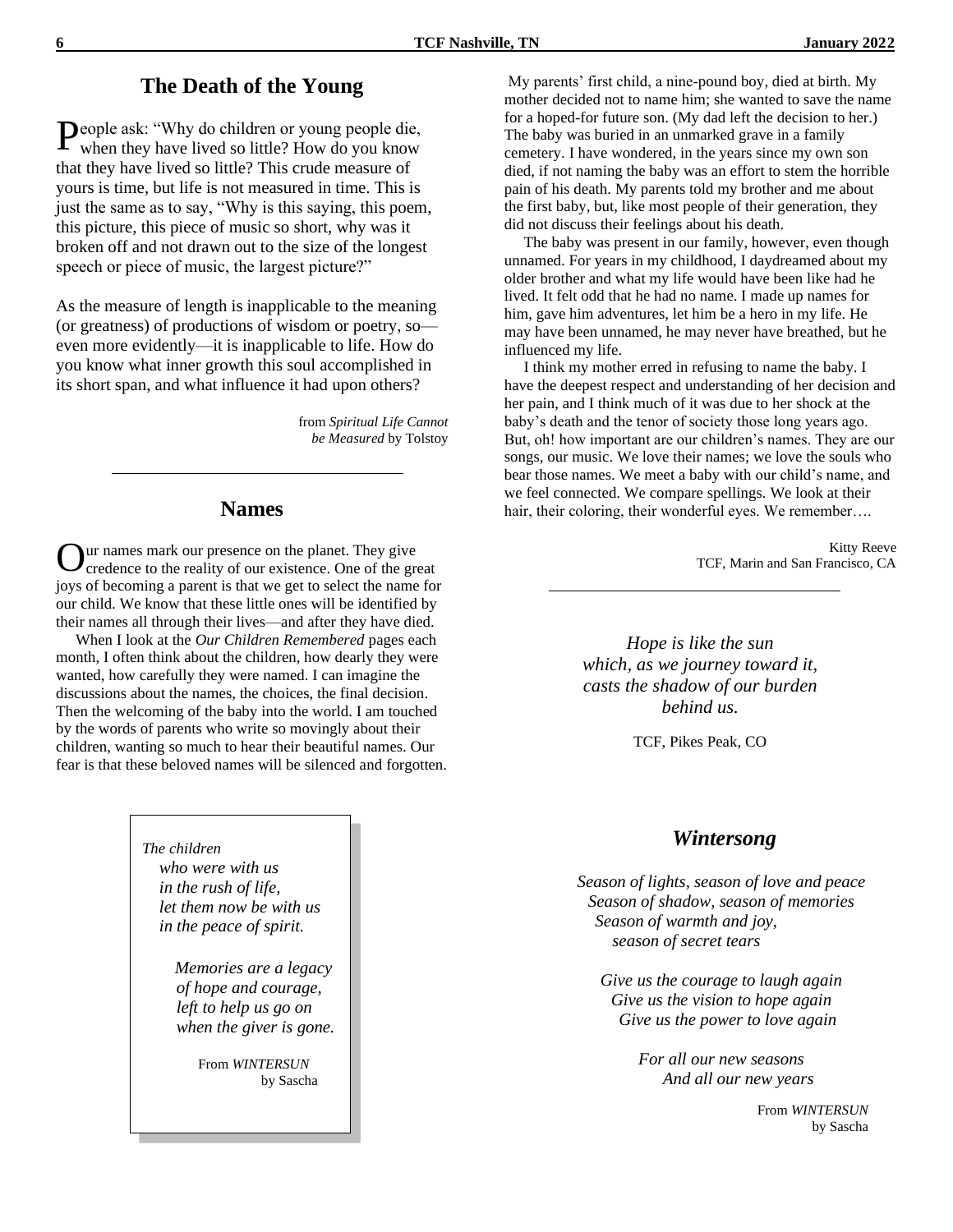## The Death of the Young

People ask: "Why do children or young people die, when they have lived so little? How do you know that they have lived so little? This crude measure of yours is time, but life is not measured in time. This is just the same as to say, "Why is this saying, this poem, this picture, this piece of music so short, why was it broken off and not drawn out to the size of the longest speech or piece of music, the largest picture?"

As the measure of length is inapplicable to the meaning (or greatness) of productions of wisdom or poetry, so—even more evidently—it is inapplicable to life. How do you know what inner growth this soul accomplished in its short span, and what influence it had upon others?

from *Spiritual Life Cannot be Measured* by Tolstoy

---

## Names

Our names mark our presence on the planet. They give credence to the reality of our existence. One of the great joys of becoming a parent is that we get to select the name for our child. We know that these little ones will be identified by their names all through their lives—and after they have died.

When I look at the *Our Children Remembered* pages each month, I often think about the children, how dearly they were wanted, how carefully they were named. I can imagine the discussions about the names, the choices, the final decision. Then the welcoming of the baby into the world. I am touched by the words of parents who write so movingly about their children, wanting so much to hear their beautiful names. Our fear is that these beloved names will be silenced and forgotten.

My parents' first child, a nine-pound boy, died at birth. My mother decided not to name him; she wanted to save the name for a hoped-for future son. (My dad left the decision to her.) The baby was buried in an unmarked grave in a family cemetery. I have wondered, in the years since my own son died, if not naming the baby was an effort to stem the horrible pain of his death. My parents told my brother and me about the first baby, but, like most people of their generation, they did not discuss their feelings about his death.

The baby was present in our family, however, even though unnamed. For years in my childhood, I daydreamed about my older brother and what my life would have been like had he lived. It felt odd that he had no name. I made up names for him, gave him adventures, let him be a hero in my life. He may have been unnamed, he may never have breathed, but he influenced my life.

I think my mother erred in refusing to name the baby. I have the deepest respect and understanding of her decision and her pain, and I think much of it was due to her shock at the baby's death and the tenor of society those long years ago. But, oh! how important are our children's names. They are our songs, our music. We love their names; we love the souls who bear those names. We meet a baby with our child's name, and we feel connected. We compare spellings. We look at their hair, their coloring, their wonderful eyes. We remember….

Kitty Reeve
TCF, Marin and San Francisco, CA

---

*The children*
*who were with us*
*in the rush of life,*
*let them now be with us*
*in the peace of spirit.*

*Memories are a legacy*
*of hope and courage,*
*left to help us go on*
*when the giver is gone.*

From *WINTERSUN*
by Sascha

---

*Hope is like the sun*
*which, as we journey toward it,*
*casts the shadow of our burden*
*behind us.*

TCF, Pikes Peak, CO

---

## *Wintersong*

*Season of lights, season of love and peace*
*Season of shadow, season of memories*
*Season of warmth and joy,*
*season of secret tears*

*Give us the courage to laugh again*
*Give us the vision to hope again*
*Give us the power to love again*

*For all our new seasons*
*And all our new years*

From *WINTERSUN*
by Sascha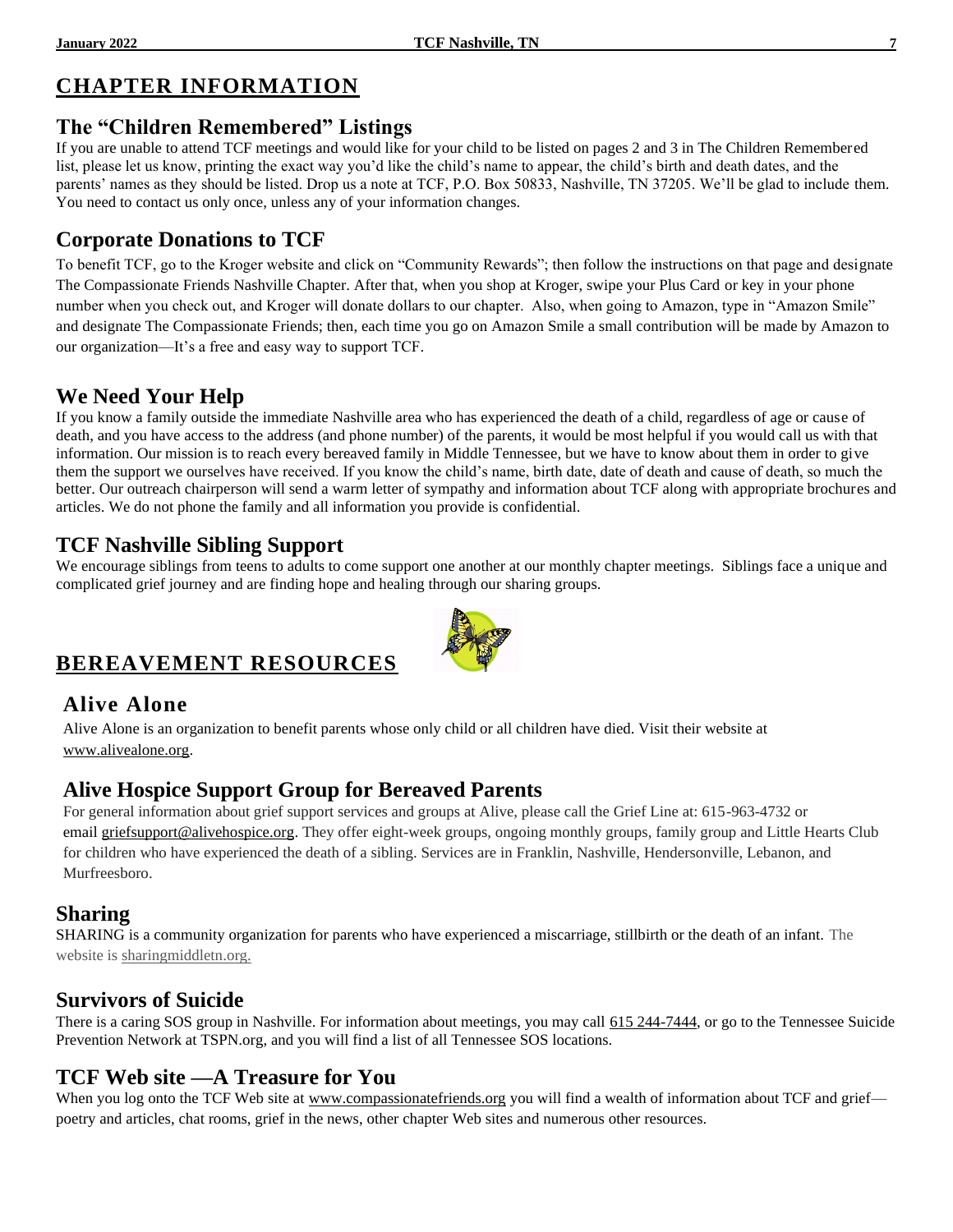# CHAPTER INFORMATION

## The "Children Remembered" Listings

If you are unable to attend TCF meetings and would like for your child to be listed on pages 2 and 3 in The Children Remembered list, please let us know, printing the exact way you'd like the child's name to appear, the child's birth and death dates, and the parents' names as they should be listed. Drop us a note at TCF, P.O. Box 50833, Nashville, TN 37205. We'll be glad to include them. You need to contact us only once, unless any of your information changes.

## Corporate Donations to TCF

To benefit TCF, go to the Kroger website and click on "Community Rewards"; then follow the instructions on that page and designate The Compassionate Friends Nashville Chapter. After that, when you shop at Kroger, swipe your Plus Card or key in your phone number when you check out, and Kroger will donate dollars to our chapter. Also, when going to Amazon, type in "Amazon Smile" and designate The Compassionate Friends; then, each time you go on Amazon Smile a small contribution will be made by Amazon to our organization—It's a free and easy way to support TCF.

## We Need Your Help

If you know a family outside the immediate Nashville area who has experienced the death of a child, regardless of age or cause of death, and you have access to the address (and phone number) of the parents, it would be most helpful if you would call us with that information. Our mission is to reach every bereaved family in Middle Tennessee, but we have to know about them in order to give them the support we ourselves have received. If you know the child's name, birth date, date of death and cause of death, so much the better. Our outreach chairperson will send a warm letter of sympathy and information about TCF along with appropriate brochures and articles. We do not phone the family and all information you provide is confidential.

## TCF Nashville Sibling Support

We encourage siblings from teens to adults to come support one another at our monthly chapter meetings. Siblings face a unique and complicated grief journey and are finding hope and healing through our sharing groups.

# BEREAVEMENT RESOURCES

## Alive Alone

Alive Alone is an organization to benefit parents whose only child or all children have died. Visit their website at www.alivealone.org.

## Alive Hospice Support Group for Bereaved Parents

For general information about grief support services and groups at Alive, please call the Grief Line at: 615-963-4732 or email griefsupport@alivehospice.org. They offer eight-week groups, ongoing monthly groups, family group and Little Hearts Club for children who have experienced the death of a sibling. Services are in Franklin, Nashville, Hendersonville, Lebanon, and Murfreesboro.

## Sharing

SHARING is a community organization for parents who have experienced a miscarriage, stillbirth or the death of an infant. The website is sharingmiddletn.org.

## Survivors of Suicide

There is a caring SOS group in Nashville. For information about meetings, you may call 615 244-7444, or go to the Tennessee Suicide Prevention Network at TSPN.org, and you will find a list of all Tennessee SOS locations.

## TCF Web site —A Treasure for You

When you log onto the TCF Web site at www.compassionatefriends.org you will find a wealth of information about TCF and grief—poetry and articles, chat rooms, grief in the news, other chapter Web sites and numerous other resources.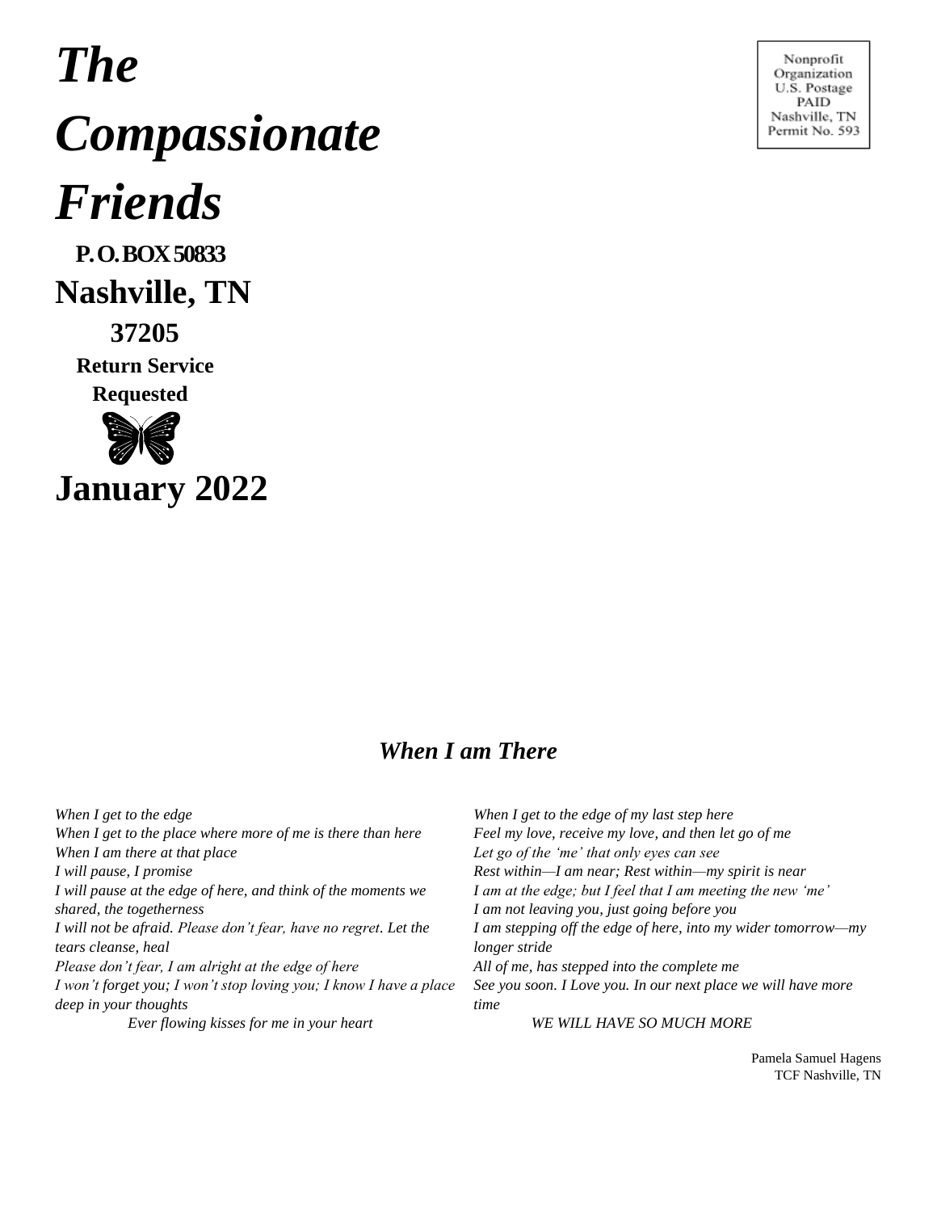# *The Compassionate Friends*

**P.O.BOX 50833**

**Nashville, TN**

**37205**

**Return Service Requested**

Nonprofit Organization
U.S. Postage
PAID
Nashville, TN
Permit No. 593

# January 2022

## *When I am There*

*When I get to the edge*
*When I get to the place where more of me is there than here*
*When I am there at that place*
*I will pause, I promise*
*I will pause at the edge of here, and think of the moments we shared, the togetherness*
*I will not be afraid. Please don't fear, have no regret. Let the tears cleanse, heal*
*Please don't fear, I am alright at the edge of here*
*I won't forget you; I won't stop loving you; I know I have a place deep in your thoughts*
*Ever flowing kisses for me in your heart*

*When I get to the edge of my last step here*
*Feel my love, receive my love, and then let go of me*
*Let go of the 'me' that only eyes can see*
*Rest within—I am near; Rest within—my spirit is near*
*I am at the edge; but I feel that I am meeting the new 'me'*
*I am not leaving you, just going before you*
*I am stepping off the edge of here, into my wider tomorrow—my longer stride*
*All of me, has stepped into the complete me*
*See you soon. I Love you. In our next place we will have more time*
*WE WILL HAVE SO MUCH MORE*

Pamela Samuel Hagens
TCF Nashville, TN